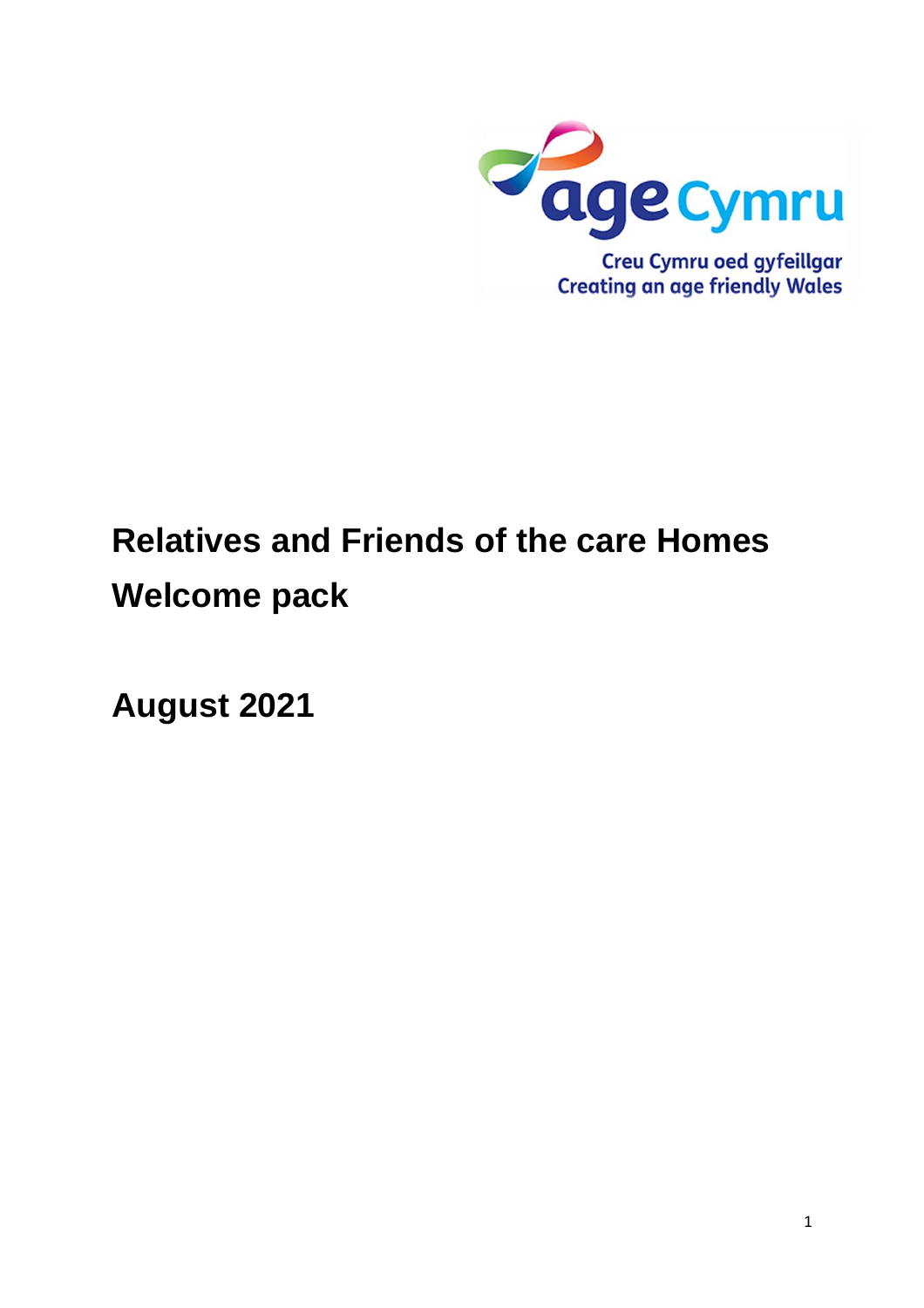age Cymru

Creu Cymru oed gyfeillgar
Creating an age friendly Wales

# Relatives and Friends of the care Homes Welcome pack

## August 2021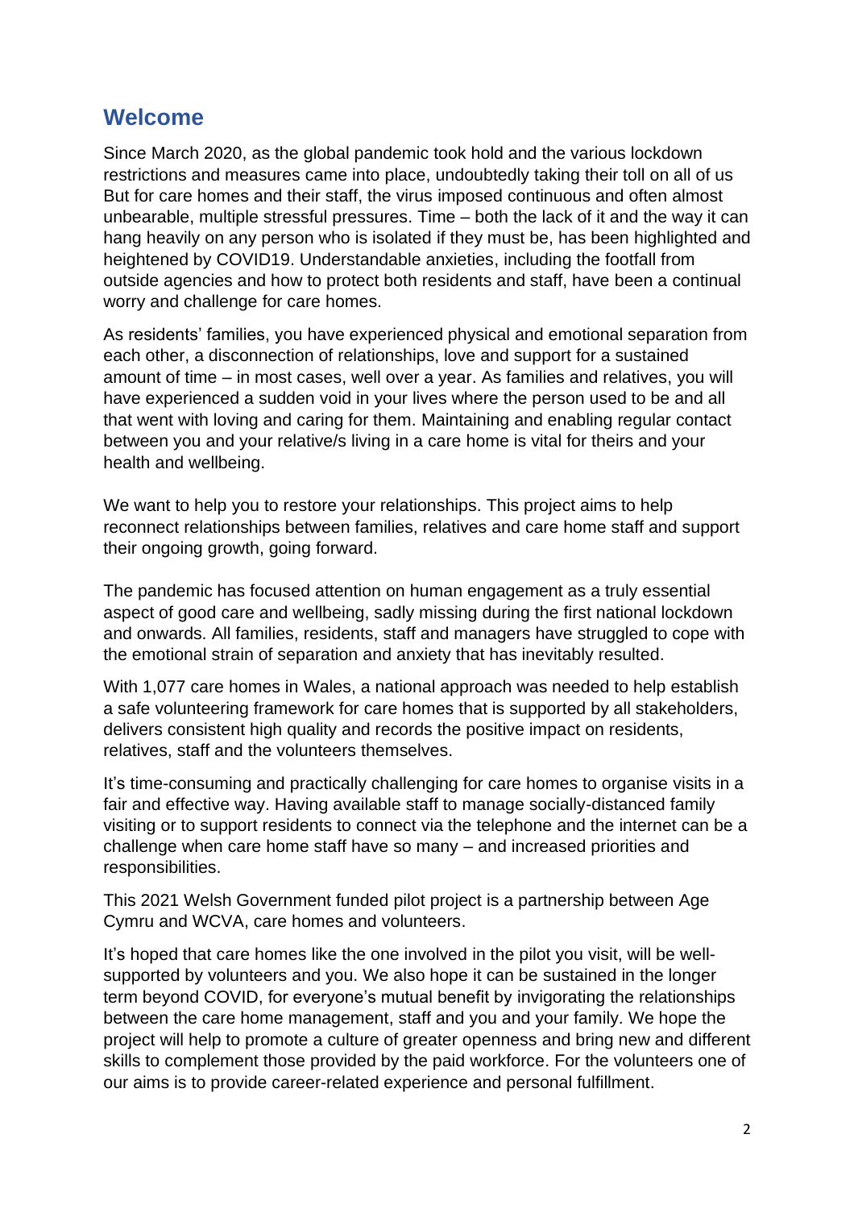## Welcome

Since March 2020, as the global pandemic took hold and the various lockdown restrictions and measures came into place, undoubtedly taking their toll on all of us But for care homes and their staff, the virus imposed continuous and often almost unbearable, multiple stressful pressures. Time – both the lack of it and the way it can hang heavily on any person who is isolated if they must be, has been highlighted and heightened by COVID19. Understandable anxieties, including the footfall from outside agencies and how to protect both residents and staff, have been a continual worry and challenge for care homes.

As residents' families, you have experienced physical and emotional separation from each other, a disconnection of relationships, love and support for a sustained amount of time – in most cases, well over a year. As families and relatives, you will have experienced a sudden void in your lives where the person used to be and all that went with loving and caring for them. Maintaining and enabling regular contact between you and your relative/s living in a care home is vital for theirs and your health and wellbeing.

We want to help you to restore your relationships. This project aims to help reconnect relationships between families, relatives and care home staff and support their ongoing growth, going forward.

The pandemic has focused attention on human engagement as a truly essential aspect of good care and wellbeing, sadly missing during the first national lockdown and onwards. All families, residents, staff and managers have struggled to cope with the emotional strain of separation and anxiety that has inevitably resulted.

With 1,077 care homes in Wales, a national approach was needed to help establish a safe volunteering framework for care homes that is supported by all stakeholders, delivers consistent high quality and records the positive impact on residents, relatives, staff and the volunteers themselves.

It's time-consuming and practically challenging for care homes to organise visits in a fair and effective way. Having available staff to manage socially-distanced family visiting or to support residents to connect via the telephone and the internet can be a challenge when care home staff have so many – and increased priorities and responsibilities.

This 2021 Welsh Government funded pilot project is a partnership between Age Cymru and WCVA, care homes and volunteers.

It's hoped that care homes like the one involved in the pilot you visit, will be well-supported by volunteers and you. We also hope it can be sustained in the longer term beyond COVID, for everyone's mutual benefit by invigorating the relationships between the care home management, staff and you and your family. We hope the project will help to promote a culture of greater openness and bring new and different skills to complement those provided by the paid workforce. For the volunteers one of our aims is to provide career-related experience and personal fulfillment.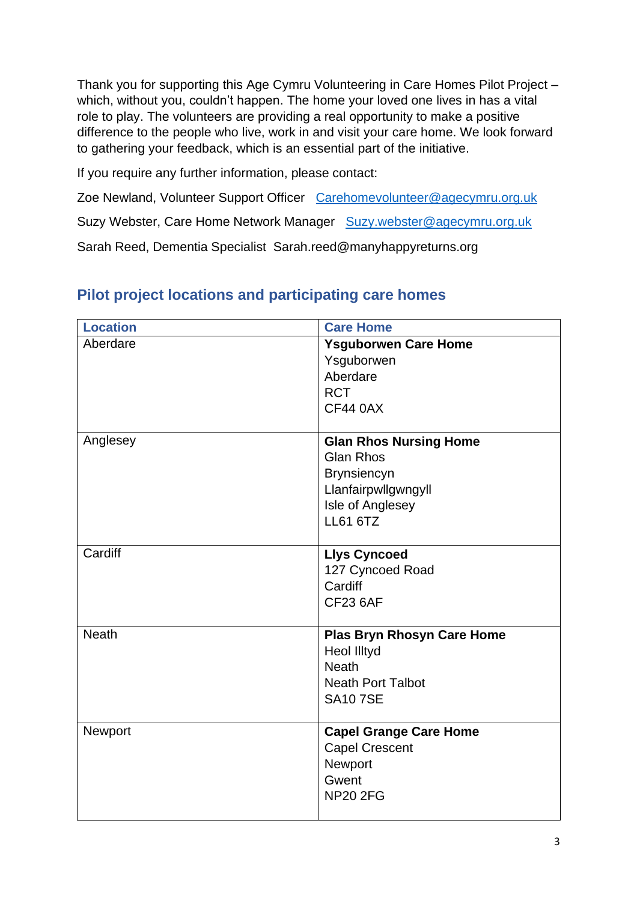Thank you for supporting this Age Cymru Volunteering in Care Homes Pilot Project – which, without you, couldn't happen. The home your loved one lives in has a vital role to play. The volunteers are providing a real opportunity to make a positive difference to the people who live, work in and visit your care home. We look forward to gathering your feedback, which is an essential part of the initiative.

If you require any further information, please contact:

Zoe Newland, Volunteer Support Officer   Carehomevolunteer@agecymru.org.uk

Suzy Webster, Care Home Network Manager   Suzy.webster@agecymru.org.uk

Sarah Reed, Dementia Specialist  Sarah.reed@manyhappyreturns.org

## Pilot project locations and participating care homes

| Location | Care Home |
|---|---|
| Aberdare | **Ysguborwen Care Home**<br>Ysguborwen<br>Aberdare<br>RCT<br>CF44 0AX |
| Anglesey | **Glan Rhos Nursing Home**<br>Glan Rhos<br>Brynsiencyn<br>Llanfairpwllgwngyll<br>Isle of Anglesey<br>LL61 6TZ |
| Cardiff | **Llys Cyncoed**<br>127 Cyncoed Road<br>Cardiff<br>CF23 6AF |
| Neath | **Plas Bryn Rhosyn Care Home**<br>Heol Illtyd<br>Neath<br>Neath Port Talbot<br>SA10 7SE |
| Newport | **Capel Grange Care Home**<br>Capel Crescent<br>Newport<br>Gwent<br>NP20 2FG |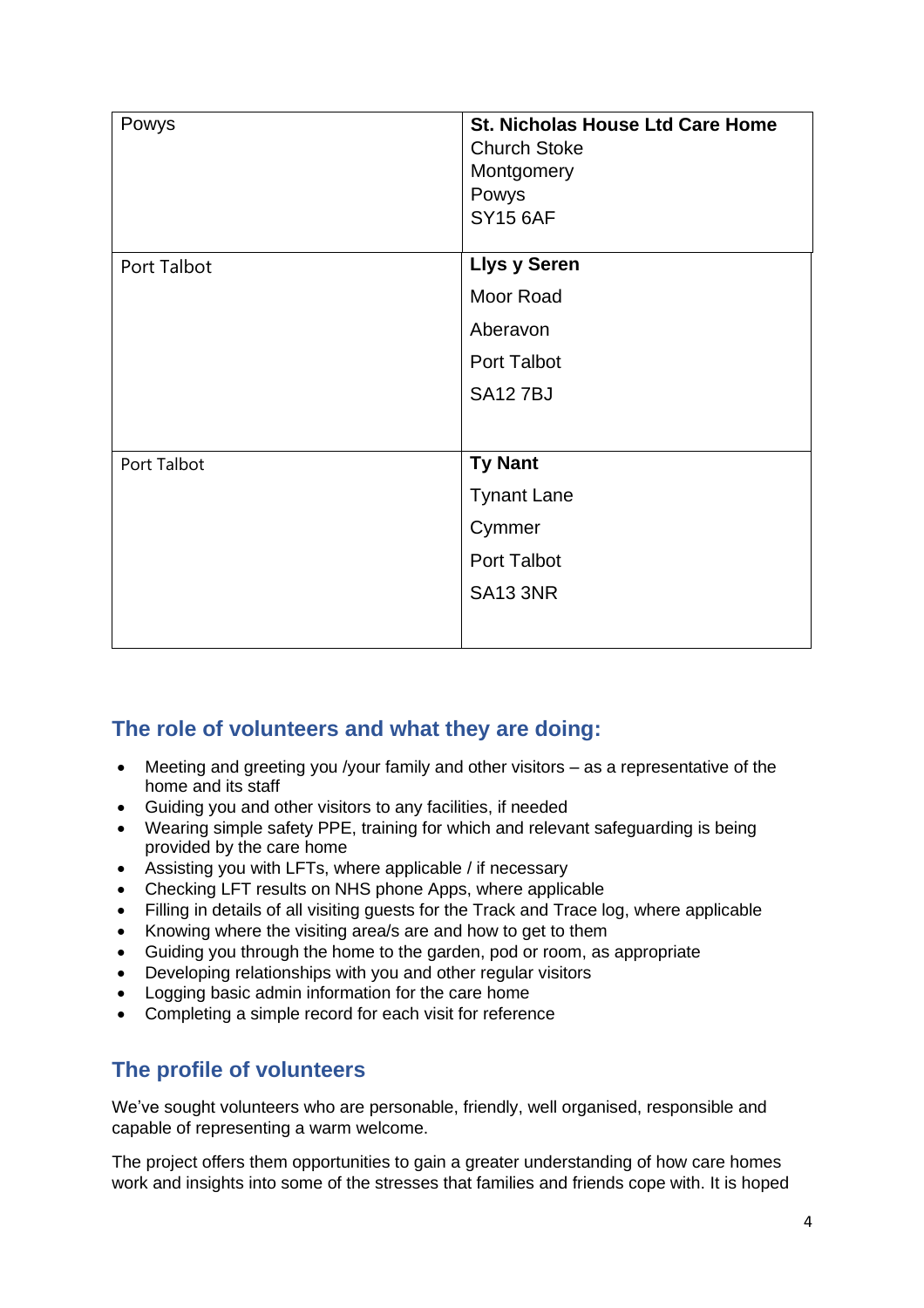| | |
|---|---|
| Powys | **St. Nicholas House Ltd Care Home**<br>Church Stoke<br>Montgomery<br>Powys<br>SY15 6AF |
| Port Talbot | **Llys y Seren**<br>Moor Road<br>Aberavon<br>Port Talbot<br>SA12 7BJ |
| Port Talbot | **Ty Nant**<br>Tynant Lane<br>Cymmer<br>Port Talbot<br>SA13 3NR |

## The role of volunteers and what they are doing:

- Meeting and greeting you /your family and other visitors – as a representative of the home and its staff
- Guiding you and other visitors to any facilities, if needed
- Wearing simple safety PPE, training for which and relevant safeguarding is being provided by the care home
- Assisting you with LFTs, where applicable / if necessary
- Checking LFT results on NHS phone Apps, where applicable
- Filling in details of all visiting guests for the Track and Trace log, where applicable
- Knowing where the visiting area/s are and how to get to them
- Guiding you through the home to the garden, pod or room, as appropriate
- Developing relationships with you and other regular visitors
- Logging basic admin information for the care home
- Completing a simple record for each visit for reference

## The profile of volunteers

We've sought volunteers who are personable, friendly, well organised, responsible and capable of representing a warm welcome.

The project offers them opportunities to gain a greater understanding of how care homes work and insights into some of the stresses that families and friends cope with. It is hoped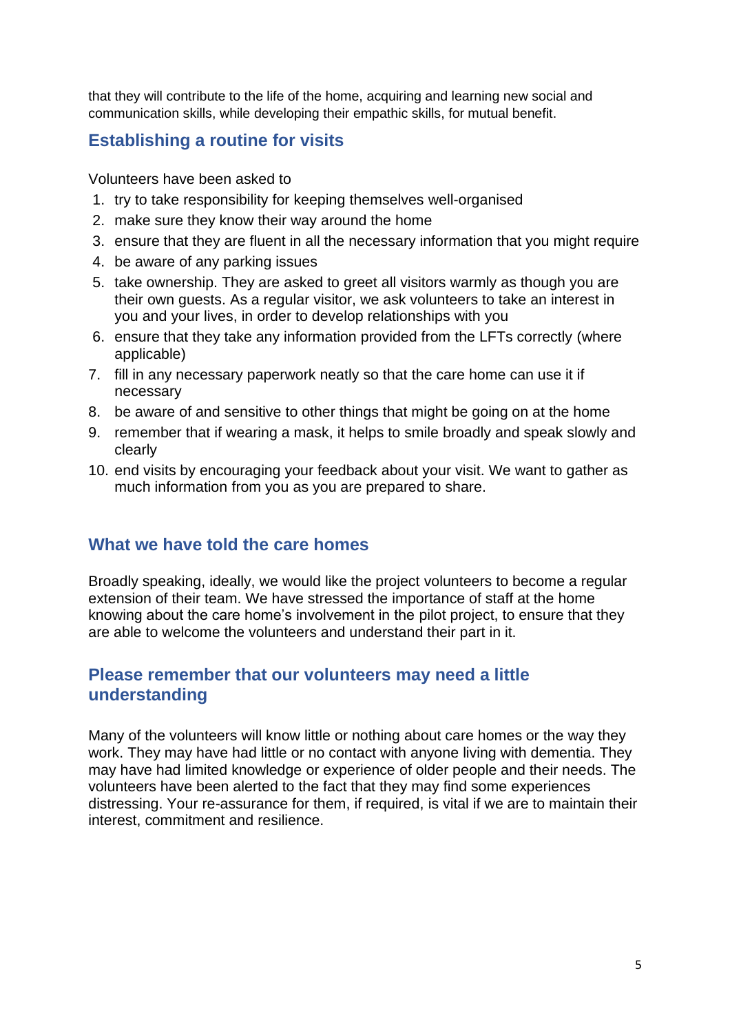that they will contribute to the life of the home, acquiring and learning new social and communication skills, while developing their empathic skills, for mutual benefit.

## Establishing a routine for visits

Volunteers have been asked to

1. try to take responsibility for keeping themselves well-organised
2. make sure they know their way around the home
3. ensure that they are fluent in all the necessary information that you might require
4. be aware of any parking issues
5. take ownership. They are asked to greet all visitors warmly as though you are their own guests. As a regular visitor, we ask volunteers to take an interest in you and your lives, in order to develop relationships with you
6. ensure that they take any information provided from the LFTs correctly (where applicable)
7. fill in any necessary paperwork neatly so that the care home can use it if necessary
8. be aware of and sensitive to other things that might be going on at the home
9. remember that if wearing a mask, it helps to smile broadly and speak slowly and clearly
10. end visits by encouraging your feedback about your visit. We want to gather as much information from you as you are prepared to share.

## What we have told the care homes

Broadly speaking, ideally, we would like the project volunteers to become a regular extension of their team. We have stressed the importance of staff at the home knowing about the care home's involvement in the pilot project, to ensure that they are able to welcome the volunteers and understand their part in it.

## Please remember that our volunteers may need a little understanding

Many of the volunteers will know little or nothing about care homes or the way they work. They may have had little or no contact with anyone living with dementia. They may have had limited knowledge or experience of older people and their needs. The volunteers have been alerted to the fact that they may find some experiences distressing. Your re-assurance for them, if required, is vital if we are to maintain their interest, commitment and resilience.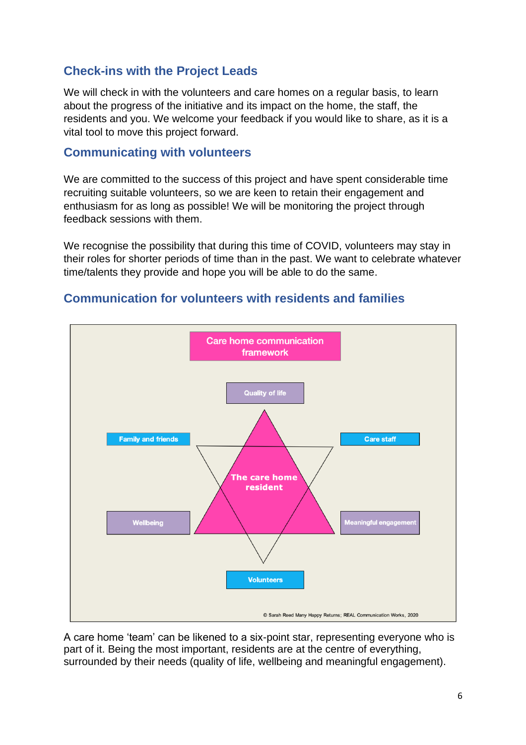## Check-ins with the Project Leads

We will check in with the volunteers and care homes on a regular basis, to learn about the progress of the initiative and its impact on the home, the staff, the residents and you. We welcome your feedback if you would like to share, as it is a vital tool to move this project forward.

## Communicating with volunteers

We are committed to the success of this project and have spent considerable time recruiting suitable volunteers, so we are keen to retain their engagement and enthusiasm for as long as possible! We will be monitoring the project through feedback sessions with them.

We recognise the possibility that during this time of COVID, volunteers may stay in their roles for shorter periods of time than in the past. We want to celebrate whatever time/talents they provide and hope you will be able to do the same.

## Communication for volunteers with residents and families

Care home communication framework

Quality of life

Family and friends

Care staff

The care home resident

Wellbeing

Meaningful engagement

Volunteers

© Sarah Reed Many Happy Returns; REAL Communication Works, 2020

A care home 'team' can be likened to a six-point star, representing everyone who is part of it. Being the most important, residents are at the centre of everything, surrounded by their needs (quality of life, wellbeing and meaningful engagement).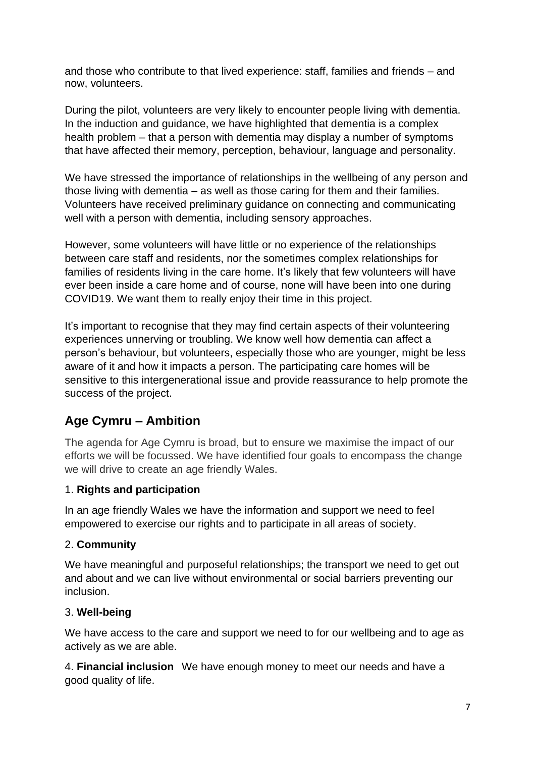and those who contribute to that lived experience: staff, families and friends – and now, volunteers.

During the pilot, volunteers are very likely to encounter people living with dementia. In the induction and guidance, we have highlighted that dementia is a complex health problem – that a person with dementia may display a number of symptoms that have affected their memory, perception, behaviour, language and personality.

We have stressed the importance of relationships in the wellbeing of any person and those living with dementia – as well as those caring for them and their families. Volunteers have received preliminary guidance on connecting and communicating well with a person with dementia, including sensory approaches.

However, some volunteers will have little or no experience of the relationships between care staff and residents, nor the sometimes complex relationships for families of residents living in the care home. It's likely that few volunteers will have ever been inside a care home and of course, none will have been into one during COVID19. We want them to really enjoy their time in this project.

It's important to recognise that they may find certain aspects of their volunteering experiences unnerving or troubling. We know well how dementia can affect a person's behaviour, but volunteers, especially those who are younger, might be less aware of it and how it impacts a person. The participating care homes will be sensitive to this intergenerational issue and provide reassurance to help promote the success of the project.

## Age Cymru – Ambition

The agenda for Age Cymru is broad, but to ensure we maximise the impact of our efforts we will be focussed. We have identified four goals to encompass the change we will drive to create an age friendly Wales.

1. **Rights and participation**

In an age friendly Wales we have the information and support we need to feel empowered to exercise our rights and to participate in all areas of society.

2. **Community**

We have meaningful and purposeful relationships; the transport we need to get out and about and we can live without environmental or social barriers preventing our inclusion.

3. **Well-being**

We have access to the care and support we need to for our wellbeing and to age as actively as we are able.

4. **Financial inclusion** We have enough money to meet our needs and have a good quality of life.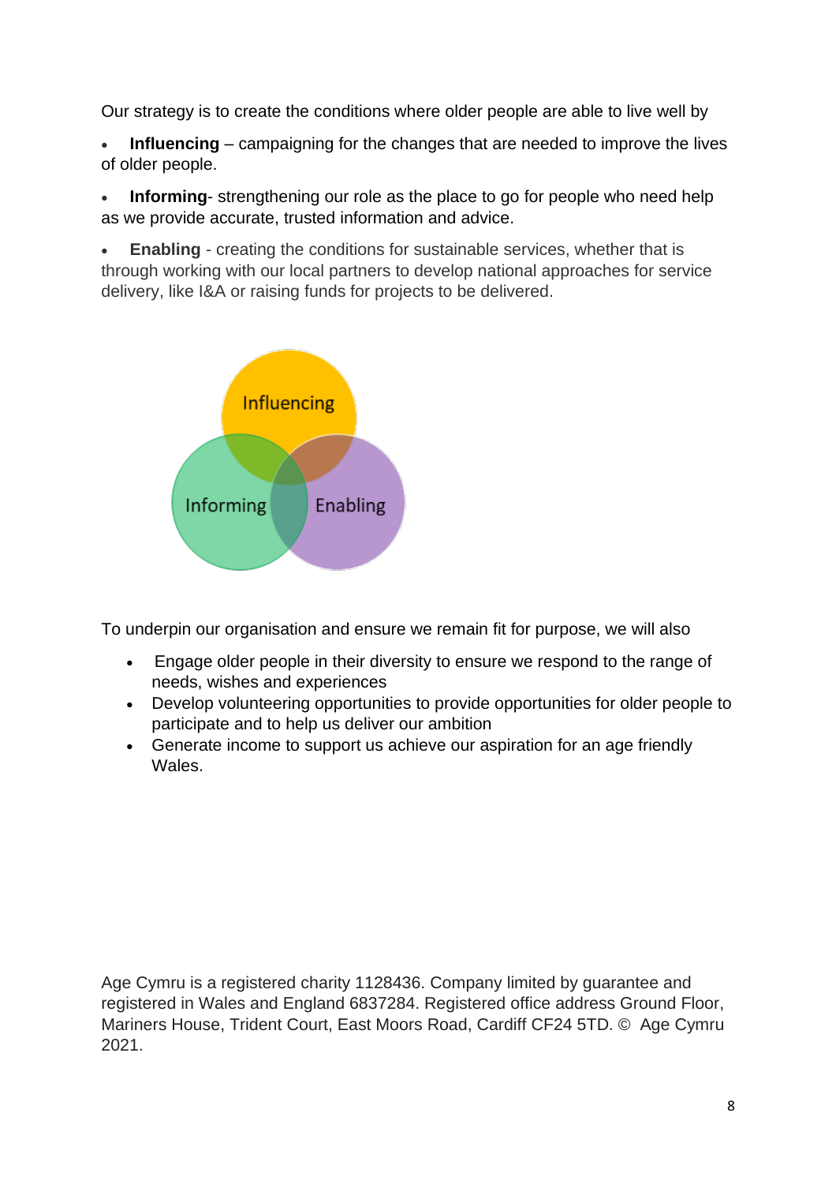Our strategy is to create the conditions where older people are able to live well by

- **Influencing** – campaigning for the changes that are needed to improve the lives of older people.
- **Informing**- strengthening our role as the place to go for people who need help as we provide accurate, trusted information and advice.
- **Enabling** - creating the conditions for sustainable services, whether that is through working with our local partners to develop national approaches for service delivery, like I&A or raising funds for projects to be delivered.

Influencing

Informing

Enabling

To underpin our organisation and ensure we remain fit for purpose, we will also

- Engage older people in their diversity to ensure we respond to the range of needs, wishes and experiences
- Develop volunteering opportunities to provide opportunities for older people to participate and to help us deliver our ambition
- Generate income to support us achieve our aspiration for an age friendly Wales.

Age Cymru is a registered charity 1128436. Company limited by guarantee and registered in Wales and England 6837284. Registered office address Ground Floor, Mariners House, Trident Court, East Moors Road, Cardiff CF24 5TD. © Age Cymru 2021.